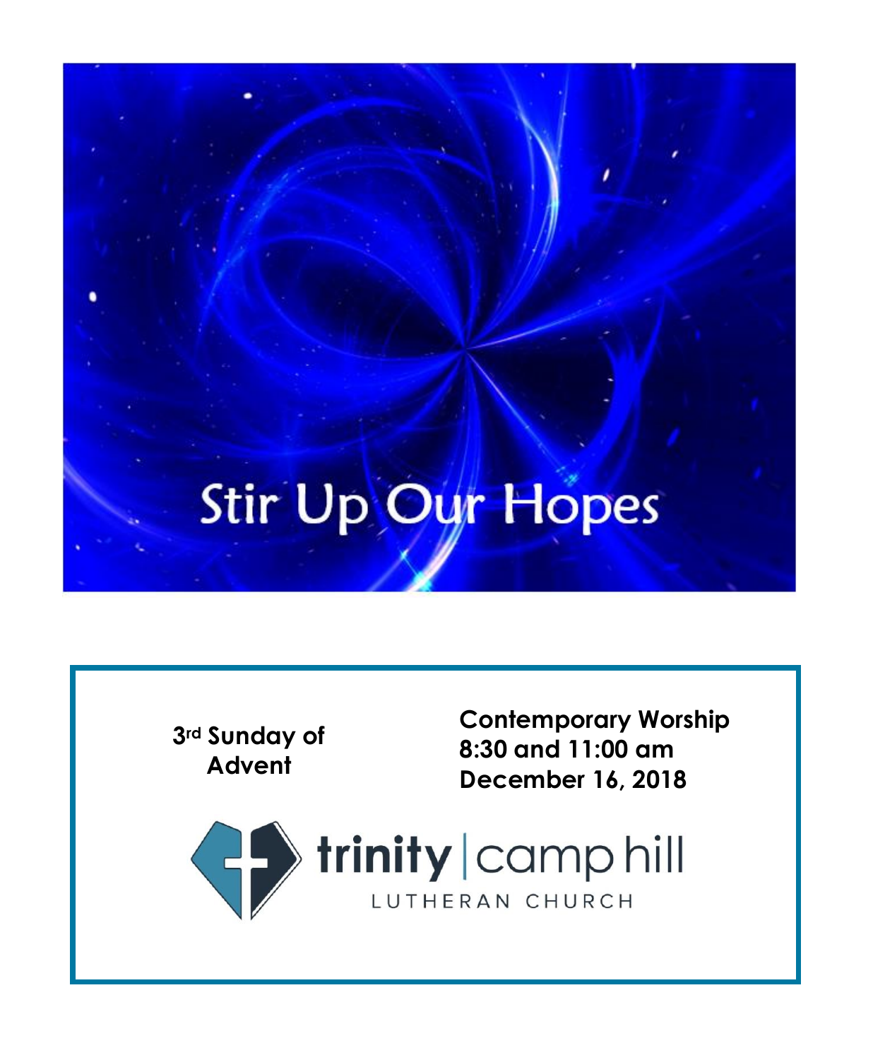# Stir Up Our Hopes

**3rd Sunday of Advent**

**Contemporary Worship**
**8:30 and 11:00 am**
**December 16, 2018**

trinity | camp hill
LUTHERAN CHURCH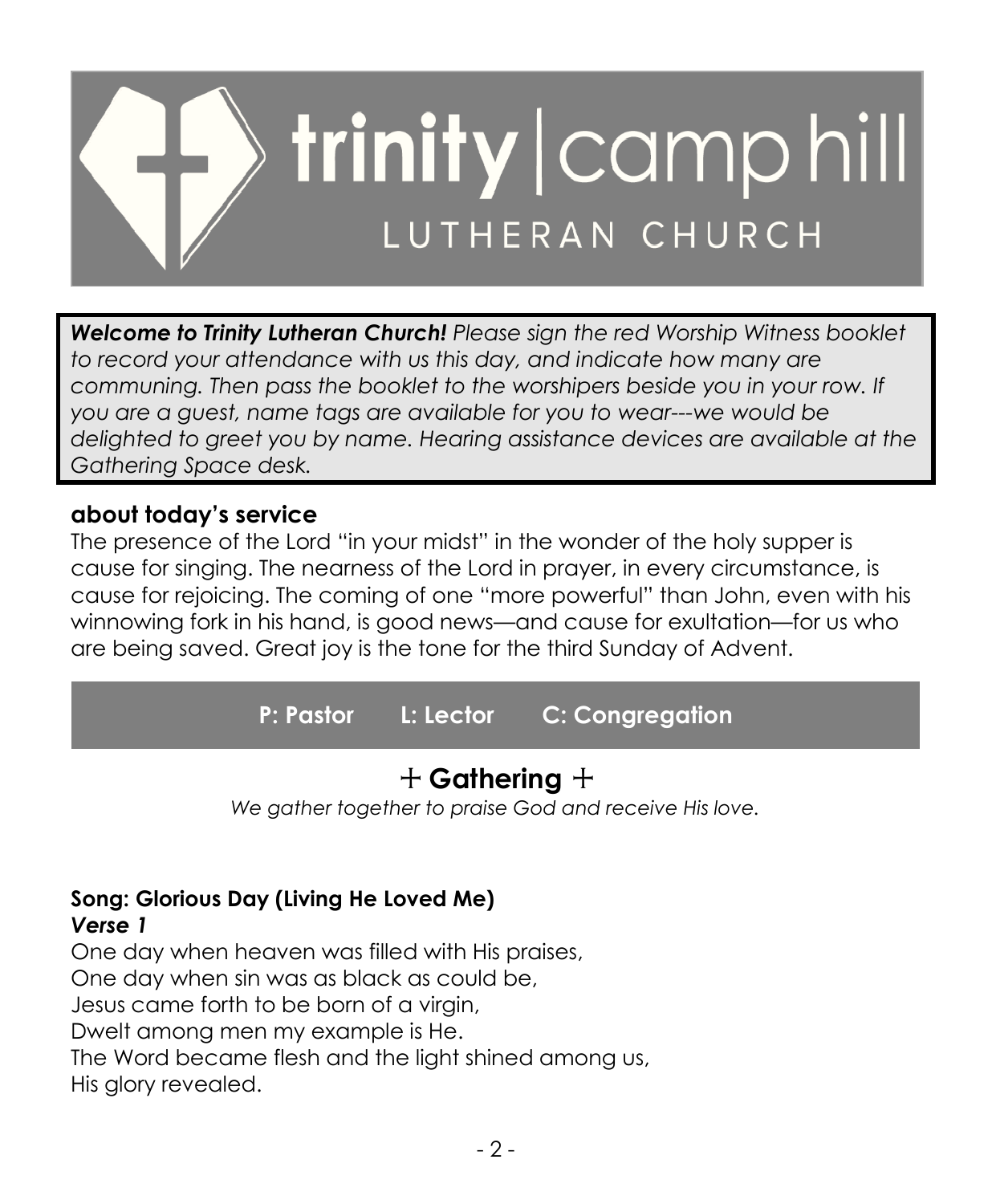# trinity | camp hill

LUTHERAN CHURCH

***Welcome to Trinity Lutheran Church!*** *Please sign the red Worship Witness booklet to record your attendance with us this day, and indicate how many are communing. Then pass the booklet to the worshipers beside you in your row. If you are a guest, name tags are available for you to wear---we would be delighted to greet you by name. Hearing assistance devices are available at the Gathering Space desk.*

## about today's service

The presence of the Lord "in your midst" in the wonder of the holy supper is cause for singing. The nearness of the Lord in prayer, in every circumstance, is cause for rejoicing. The coming of one "more powerful" than John, even with his winnowing fork in his hand, is good news—and cause for exultation—for us who are being saved. Great joy is the tone for the third Sunday of Advent.

**P: Pastor  L: Lector  C: Congregation**

## + Gathering +

*We gather together to praise God and receive His love.*

### Song: Glorious Day (Living He Loved Me)

***Verse 1***

One day when heaven was filled with His praises,
One day when sin was as black as could be,
Jesus came forth to be born of a virgin,
Dwelt among men my example is He.
The Word became flesh and the light shined among us,
His glory revealed.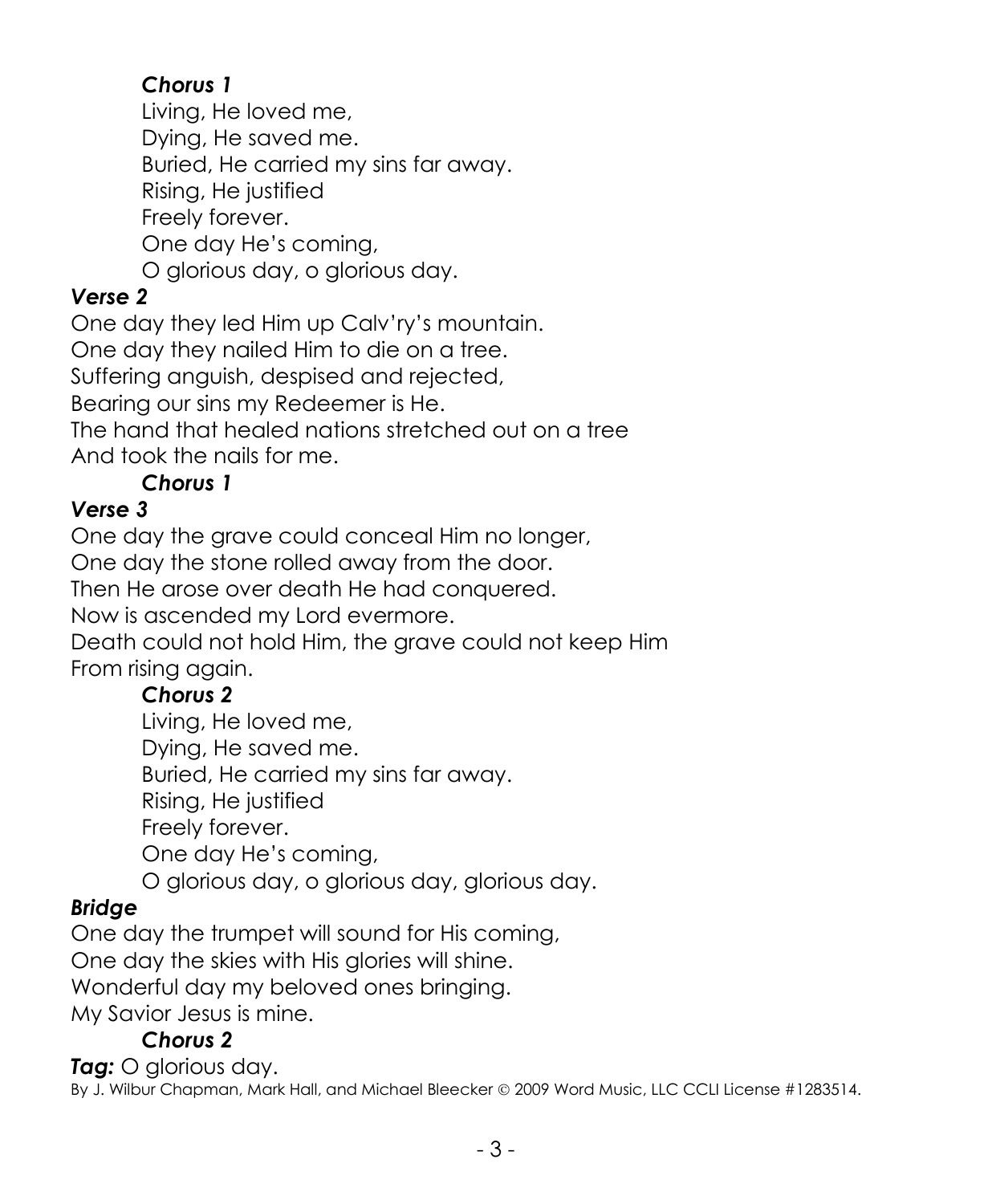***Chorus 1***

Living, He loved me,
Dying, He saved me.
Buried, He carried my sins far away.
Rising, He justified
Freely forever.
One day He's coming,
O glorious day, o glorious day.

***Verse 2***

One day they led Him up Calv'ry's mountain.
One day they nailed Him to die on a tree.
Suffering anguish, despised and rejected,
Bearing our sins my Redeemer is He.
The hand that healed nations stretched out on a tree
And took the nails for me.

***Chorus 1***

***Verse 3***

One day the grave could conceal Him no longer,
One day the stone rolled away from the door.
Then He arose over death He had conquered.
Now is ascended my Lord evermore.
Death could not hold Him, the grave could not keep Him
From rising again.

***Chorus 2***

Living, He loved me,
Dying, He saved me.
Buried, He carried my sins far away.
Rising, He justified
Freely forever.
One day He's coming,
O glorious day, o glorious day, glorious day.

***Bridge***

One day the trumpet will sound for His coming,
One day the skies with His glories will shine.
Wonderful day my beloved ones bringing.
My Savior Jesus is mine.

***Chorus 2***

***Tag:*** O glorious day.

By J. Wilbur Chapman, Mark Hall, and Michael Bleecker © 2009 Word Music, LLC CCLI License #1283514.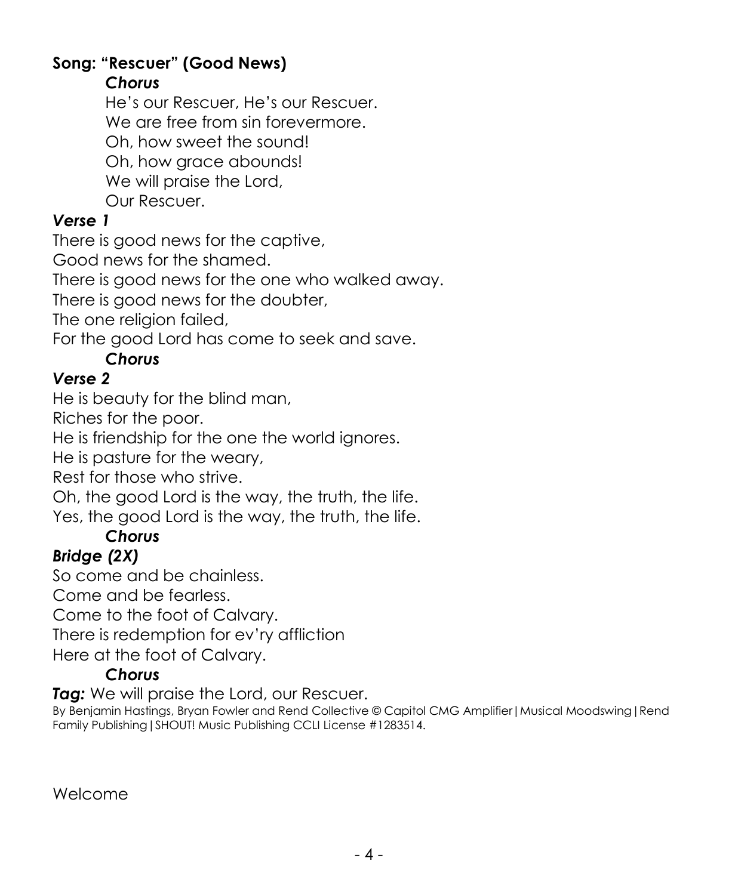**Song: "Rescuer" (Good News)**

*Chorus*

He's our Rescuer, He's our Rescuer.
We are free from sin forevermore.
Oh, how sweet the sound!
Oh, how grace abounds!
We will praise the Lord,
Our Rescuer.

*Verse 1*

There is good news for the captive,
Good news for the shamed.
There is good news for the one who walked away.
There is good news for the doubter,
The one religion failed,
For the good Lord has come to seek and save.

*Chorus*

*Verse 2*

He is beauty for the blind man,
Riches for the poor.
He is friendship for the one the world ignores.
He is pasture for the weary,
Rest for those who strive.
Oh, the good Lord is the way, the truth, the life.
Yes, the good Lord is the way, the truth, the life.

*Chorus*

*Bridge (2X)*

So come and be chainless.
Come and be fearless.
Come to the foot of Calvary.
There is redemption for ev'ry affliction
Here at the foot of Calvary.

*Chorus*

***Tag:*** We will praise the Lord, our Rescuer.

By Benjamin Hastings, Bryan Fowler and Rend Collective © Capitol CMG Amplifier|Musical Moodswing|Rend Family Publishing|SHOUT! Music Publishing CCLI License #1283514.

Welcome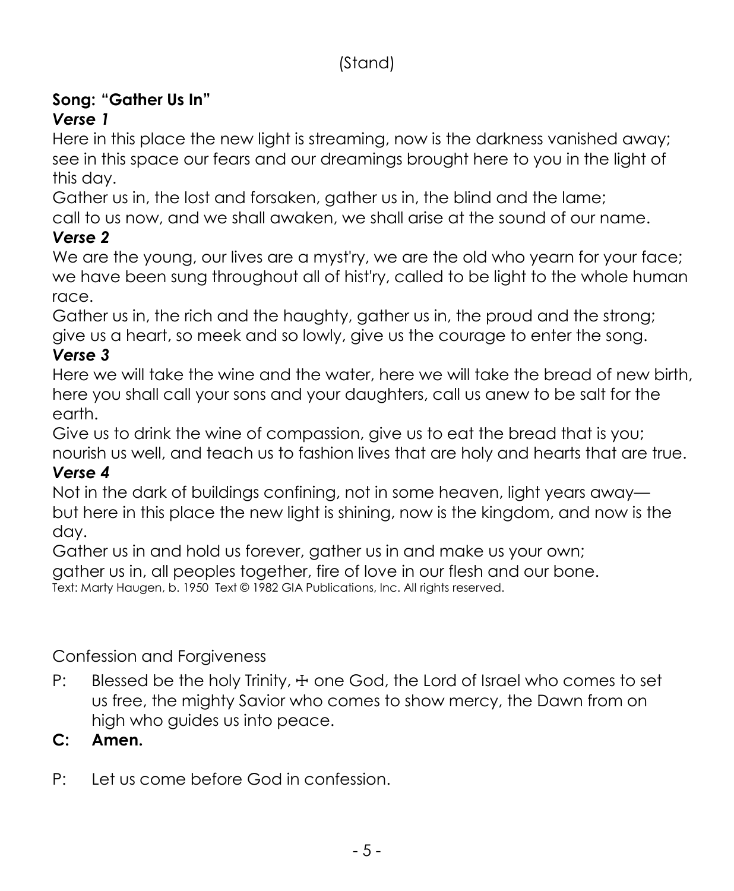(Stand)

**Song: "Gather Us In"**

***Verse 1***

Here in this place the new light is streaming, now is the darkness vanished away; see in this space our fears and our dreamings brought here to you in the light of this day.

Gather us in, the lost and forsaken, gather us in, the blind and the lame;
call to us now, and we shall awaken, we shall arise at the sound of our name.

***Verse 2***

We are the young, our lives are a myst'ry, we are the old who yearn for your face; we have been sung throughout all of hist'ry, called to be light to the whole human race.

Gather us in, the rich and the haughty, gather us in, the proud and the strong;
give us a heart, so meek and so lowly, give us the courage to enter the song.

***Verse 3***

Here we will take the wine and the water, here we will take the bread of new birth, here you shall call your sons and your daughters, call us anew to be salt for the earth.

Give us to drink the wine of compassion, give us to eat the bread that is you;
nourish us well, and teach us to fashion lives that are holy and hearts that are true.

***Verse 4***

Not in the dark of buildings confining, not in some heaven, light years away—
but here in this place the new light is shining, now is the kingdom, and now is the day.

Gather us in and hold us forever, gather us in and make us your own;
gather us in, all peoples together, fire of love in our flesh and our bone.

Text: Marty Haugen, b. 1950 Text © 1982 GIA Publications, Inc. All rights reserved.

Confession and Forgiveness

P: Blessed be the holy Trinity, ☩ one God, the Lord of Israel who comes to set us free, the mighty Savior who comes to show mercy, the Dawn from on high who guides us into peace.

**C: Amen.**

P: Let us come before God in confession.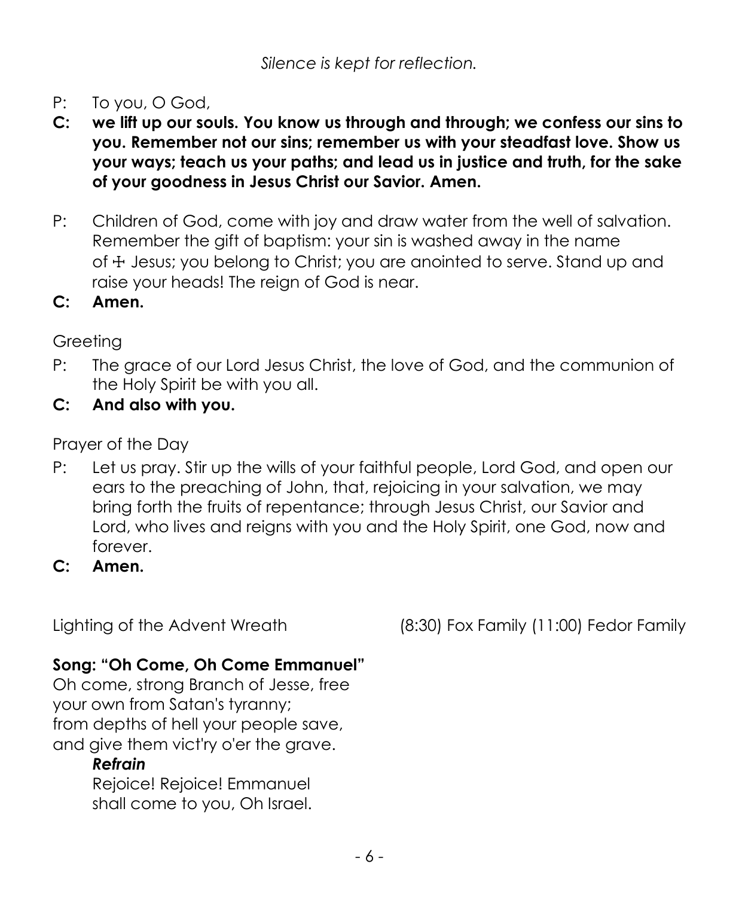*Silence is kept for reflection.*

P: To you, O God,

**C: we lift up our souls. You know us through and through; we confess our sins to you. Remember not our sins; remember us with your steadfast love. Show us your ways; teach us your paths; and lead us in justice and truth, for the sake of your goodness in Jesus Christ our Savior. Amen.**

P: Children of God, come with joy and draw water from the well of salvation. Remember the gift of baptism: your sin is washed away in the name of ☩ Jesus; you belong to Christ; you are anointed to serve. Stand up and raise your heads! The reign of God is near.

**C: Amen.**

Greeting

P: The grace of our Lord Jesus Christ, the love of God, and the communion of the Holy Spirit be with you all.

**C: And also with you.**

Prayer of the Day

P: Let us pray. Stir up the wills of your faithful people, Lord God, and open our ears to the preaching of John, that, rejoicing in your salvation, we may bring forth the fruits of repentance; through Jesus Christ, our Savior and Lord, who lives and reigns with you and the Holy Spirit, one God, now and forever.

**C: Amen.**

Lighting of the Advent Wreath (8:30) Fox Family (11:00) Fedor Family

**Song: "Oh Come, Oh Come Emmanuel"**

Oh come, strong Branch of Jesse, free
your own from Satan's tyranny;
from depths of hell your people save,
and give them vict'ry o'er the grave.

***Refrain***
Rejoice! Rejoice! Emmanuel
shall come to you, Oh Israel.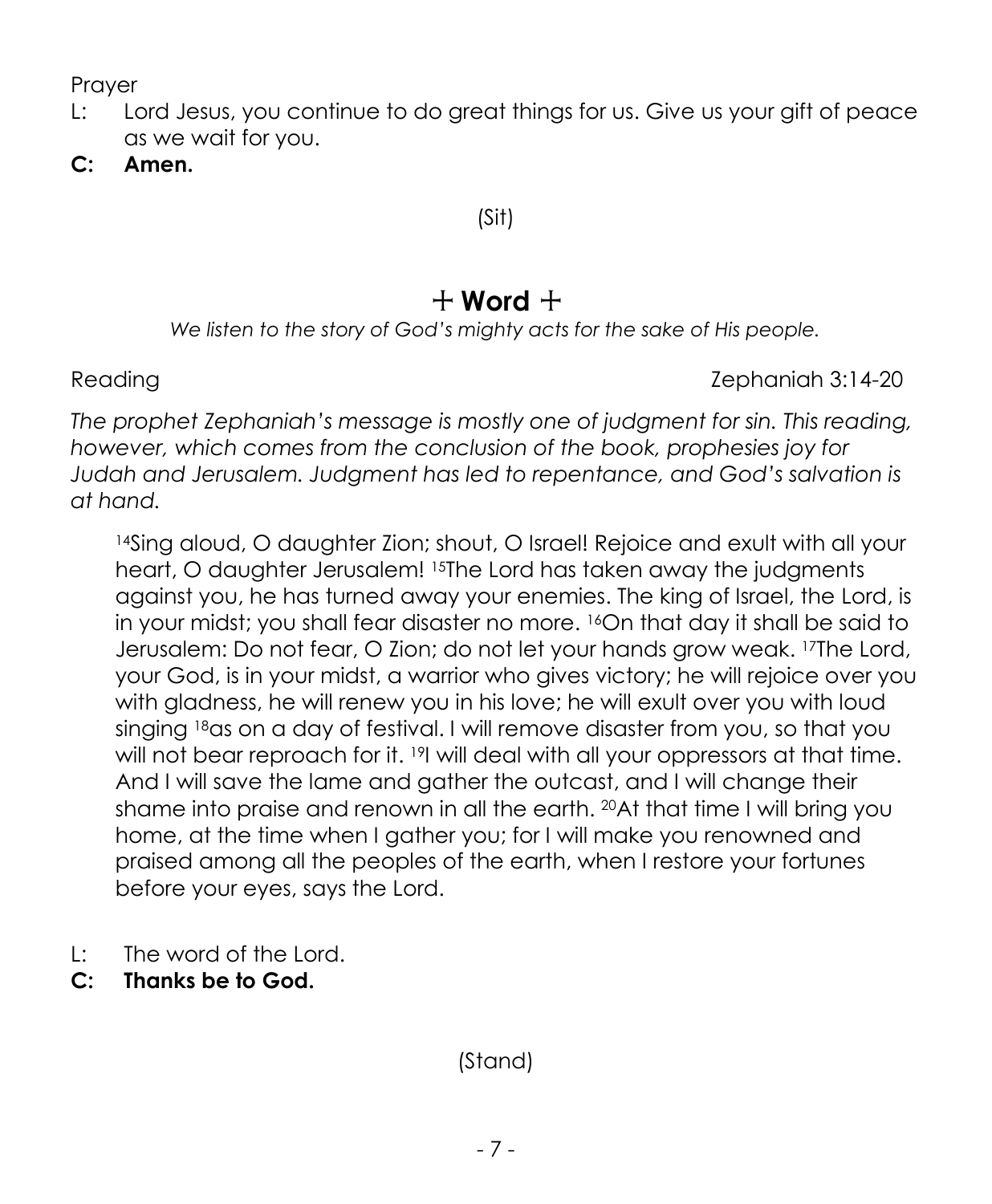Prayer

L: Lord Jesus, you continue to do great things for us. Give us your gift of peace as we wait for you.

**C: Amen.**

(Sit)

## + Word +

*We listen to the story of God's mighty acts for the sake of His people.*

Reading Zephaniah 3:14-20

*The prophet Zephaniah's message is mostly one of judgment for sin. This reading, however, which comes from the conclusion of the book, prophesies joy for Judah and Jerusalem. Judgment has led to repentance, and God's salvation is at hand.*

[14]Sing aloud, O daughter Zion; shout, O Israel! Rejoice and exult with all your heart, O daughter Jerusalem! [15]The Lord has taken away the judgments against you, he has turned away your enemies. The king of Israel, the Lord, is in your midst; you shall fear disaster no more. [16]On that day it shall be said to Jerusalem: Do not fear, O Zion; do not let your hands grow weak. [17]The Lord, your God, is in your midst, a warrior who gives victory; he will rejoice over you with gladness, he will renew you in his love; he will exult over you with loud singing [18]as on a day of festival. I will remove disaster from you, so that you will not bear reproach for it. [19]I will deal with all your oppressors at that time. And I will save the lame and gather the outcast, and I will change their shame into praise and renown in all the earth. [20]At that time I will bring you home, at the time when I gather you; for I will make you renowned and praised among all the peoples of the earth, when I restore your fortunes before your eyes, says the Lord.

L: The word of the Lord.

**C: Thanks be to God.**

(Stand)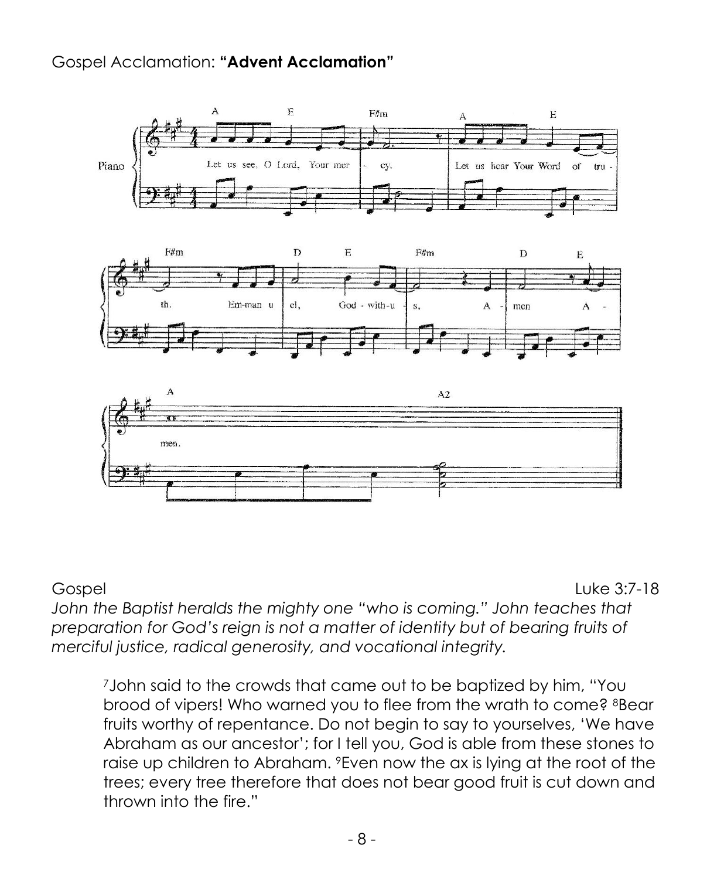Gospel Acclamation: **"Advent Acclamation"**

Gospel Luke 3:7-18

*John the Baptist heralds the mighty one "who is coming." John teaches that preparation for God's reign is not a matter of identity but of bearing fruits of merciful justice, radical generosity, and vocational integrity.*

> [7]John said to the crowds that came out to be baptized by him, "You brood of vipers! Who warned you to flee from the wrath to come? [8]Bear fruits worthy of repentance. Do not begin to say to yourselves, 'We have Abraham as our ancestor'; for I tell you, God is able from these stones to raise up children to Abraham. [9]Even now the ax is lying at the root of the trees; every tree therefore that does not bear good fruit is cut down and thrown into the fire."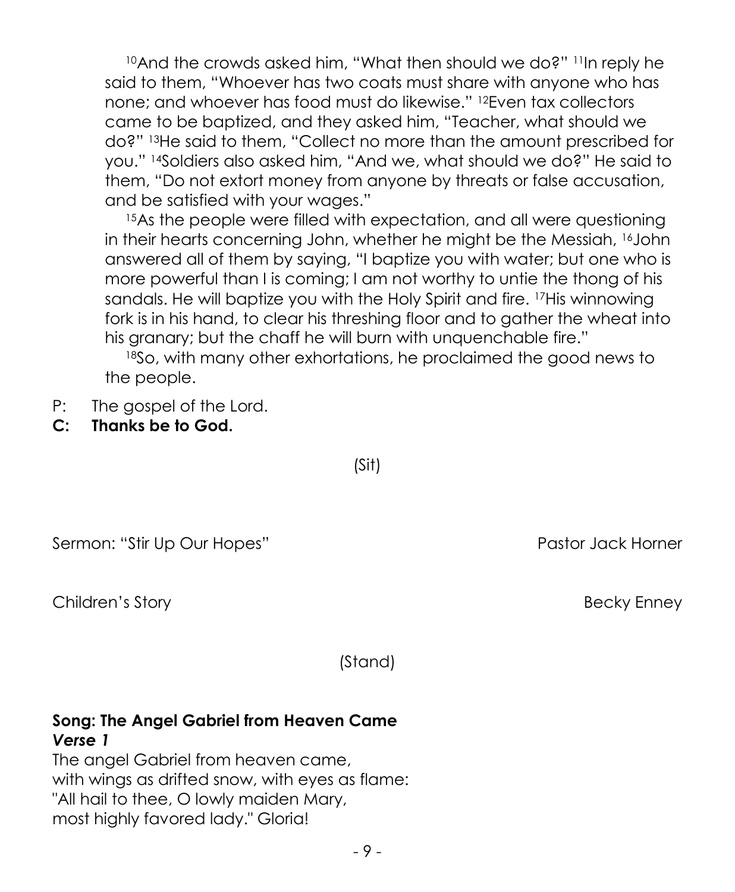[10]And the crowds asked him, "What then should we do?" [11]In reply he said to them, "Whoever has two coats must share with anyone who has none; and whoever has food must do likewise." [12]Even tax collectors came to be baptized, and they asked him, "Teacher, what should we do?" [13]He said to them, "Collect no more than the amount prescribed for you." [14]Soldiers also asked him, "And we, what should we do?" He said to them, "Do not extort money from anyone by threats or false accusation, and be satisfied with your wages."

[15]As the people were filled with expectation, and all were questioning in their hearts concerning John, whether he might be the Messiah, [16]John answered all of them by saying, "I baptize you with water; but one who is more powerful than I is coming; I am not worthy to untie the thong of his sandals. He will baptize you with the Holy Spirit and fire. [17]His winnowing fork is in his hand, to clear his threshing floor and to gather the wheat into his granary; but the chaff he will burn with unquenchable fire."

[18]So, with many other exhortations, he proclaimed the good news to the people.

P: The gospel of the Lord.
**C: Thanks be to God.**

(Sit)

Sermon: "Stir Up Our Hopes" — Pastor Jack Horner

Children's Story — Becky Enney

(Stand)

**Song: The Angel Gabriel from Heaven Came**
***Verse 1***
The angel Gabriel from heaven came,
with wings as drifted snow, with eyes as flame:
"All hail to thee, O lowly maiden Mary,
most highly favored lady." Gloria!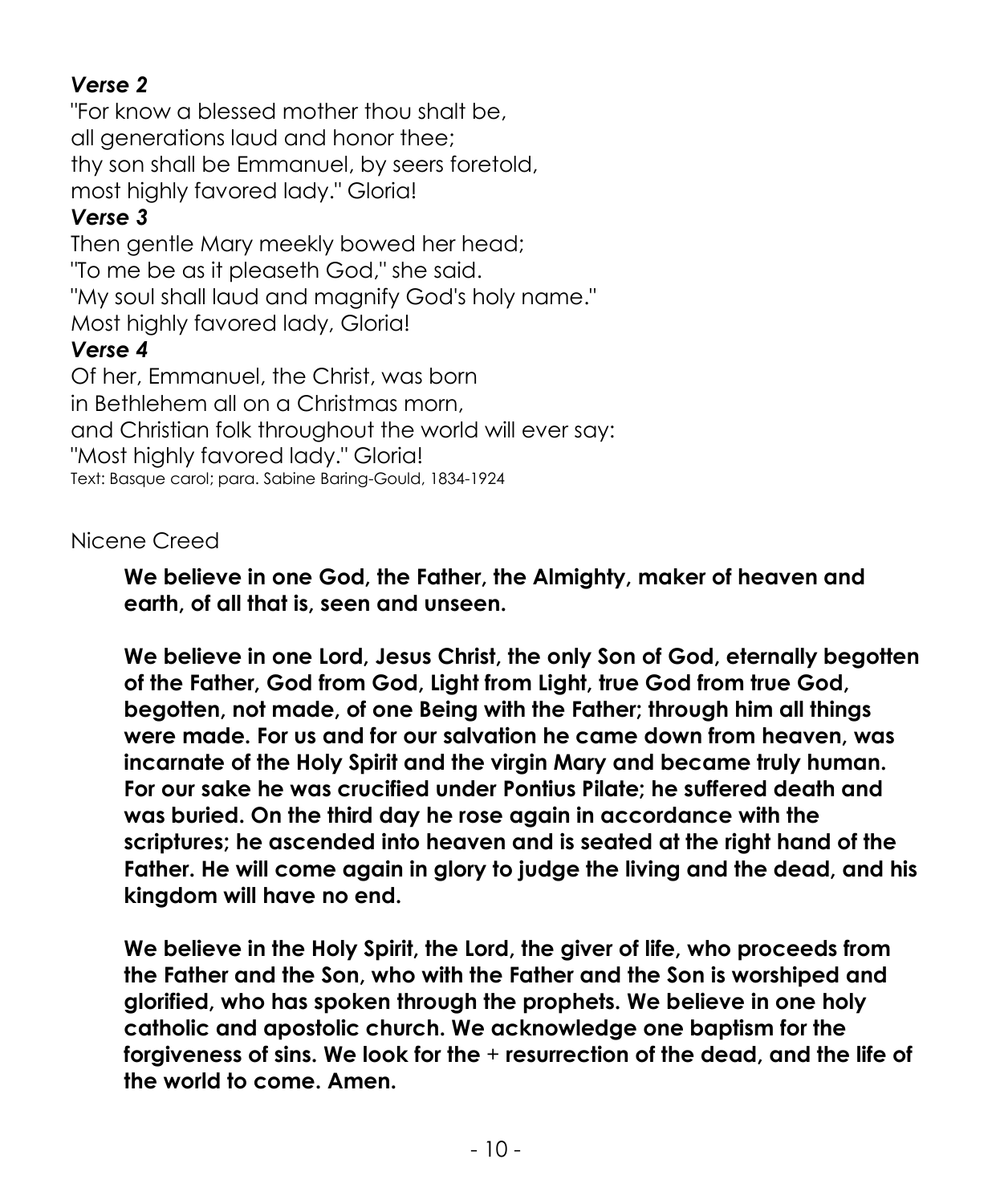***Verse 2***

"For know a blessed mother thou shalt be,
all generations laud and honor thee;
thy son shall be Emmanuel, by seers foretold,
most highly favored lady." Gloria!

***Verse 3***

Then gentle Mary meekly bowed her head;
"To me be as it pleaseth God," she said.
"My soul shall laud and magnify God's holy name."
Most highly favored lady, Gloria!

***Verse 4***

Of her, Emmanuel, the Christ, was born
in Bethlehem all on a Christmas morn,
and Christian folk throughout the world will ever say:
"Most highly favored lady." Gloria!

Text: Basque carol; para. Sabine Baring-Gould, 1834-1924

Nicene Creed

**We believe in one God, the Father, the Almighty, maker of heaven and earth, of all that is, seen and unseen.**

**We believe in one Lord, Jesus Christ, the only Son of God, eternally begotten of the Father, God from God, Light from Light, true God from true God, begotten, not made, of one Being with the Father; through him all things were made. For us and for our salvation he came down from heaven, was incarnate of the Holy Spirit and the virgin Mary and became truly human. For our sake he was crucified under Pontius Pilate; he suffered death and was buried. On the third day he rose again in accordance with the scriptures; he ascended into heaven and is seated at the right hand of the Father. He will come again in glory to judge the living and the dead, and his kingdom will have no end.**

**We believe in the Holy Spirit, the Lord, the giver of life, who proceeds from the Father and the Son, who with the Father and the Son is worshiped and glorified, who has spoken through the prophets. We believe in one holy catholic and apostolic church. We acknowledge one baptism for the forgiveness of sins. We look for the + resurrection of the dead, and the life of the world to come. Amen.**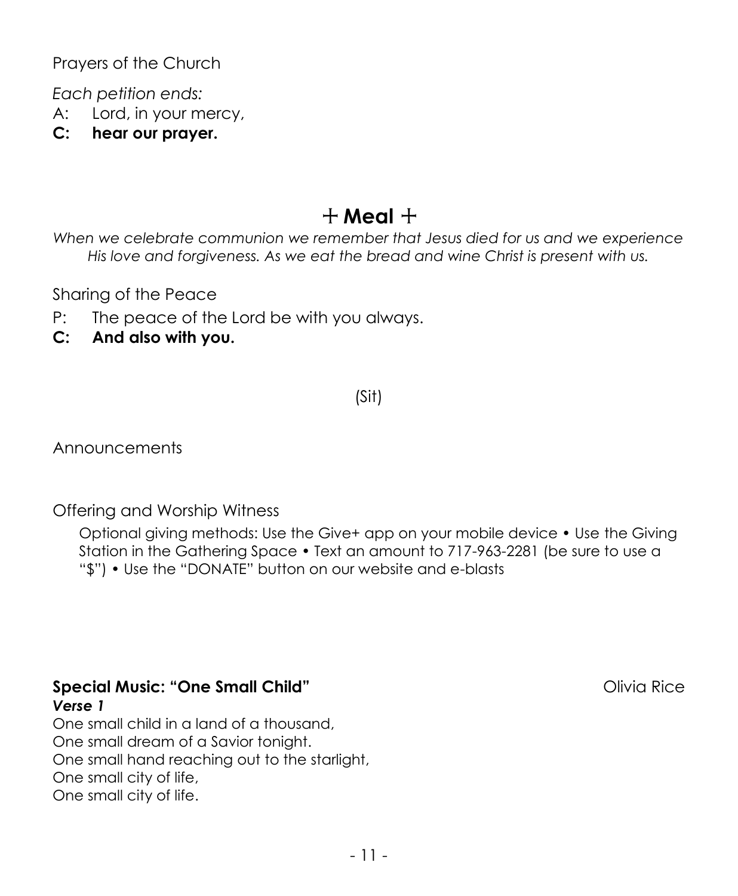Prayers of the Church

*Each petition ends:*

A: Lord, in your mercy,

**C: hear our prayer.**

## + Meal +

*When we celebrate communion we remember that Jesus died for us and we experience His love and forgiveness. As we eat the bread and wine Christ is present with us.*

Sharing of the Peace

P: The peace of the Lord be with you always.

**C: And also with you.**

(Sit)

Announcements

Offering and Worship Witness

Optional giving methods: Use the Give+ app on your mobile device • Use the Giving Station in the Gathering Space • Text an amount to 717-963-2281 (be sure to use a "$") • Use the "DONATE" button on our website and e-blasts

**Special Music: "One Small Child"** Olivia Rice

***Verse 1***

One small child in a land of a thousand,
One small dream of a Savior tonight.
One small hand reaching out to the starlight,
One small city of life,
One small city of life.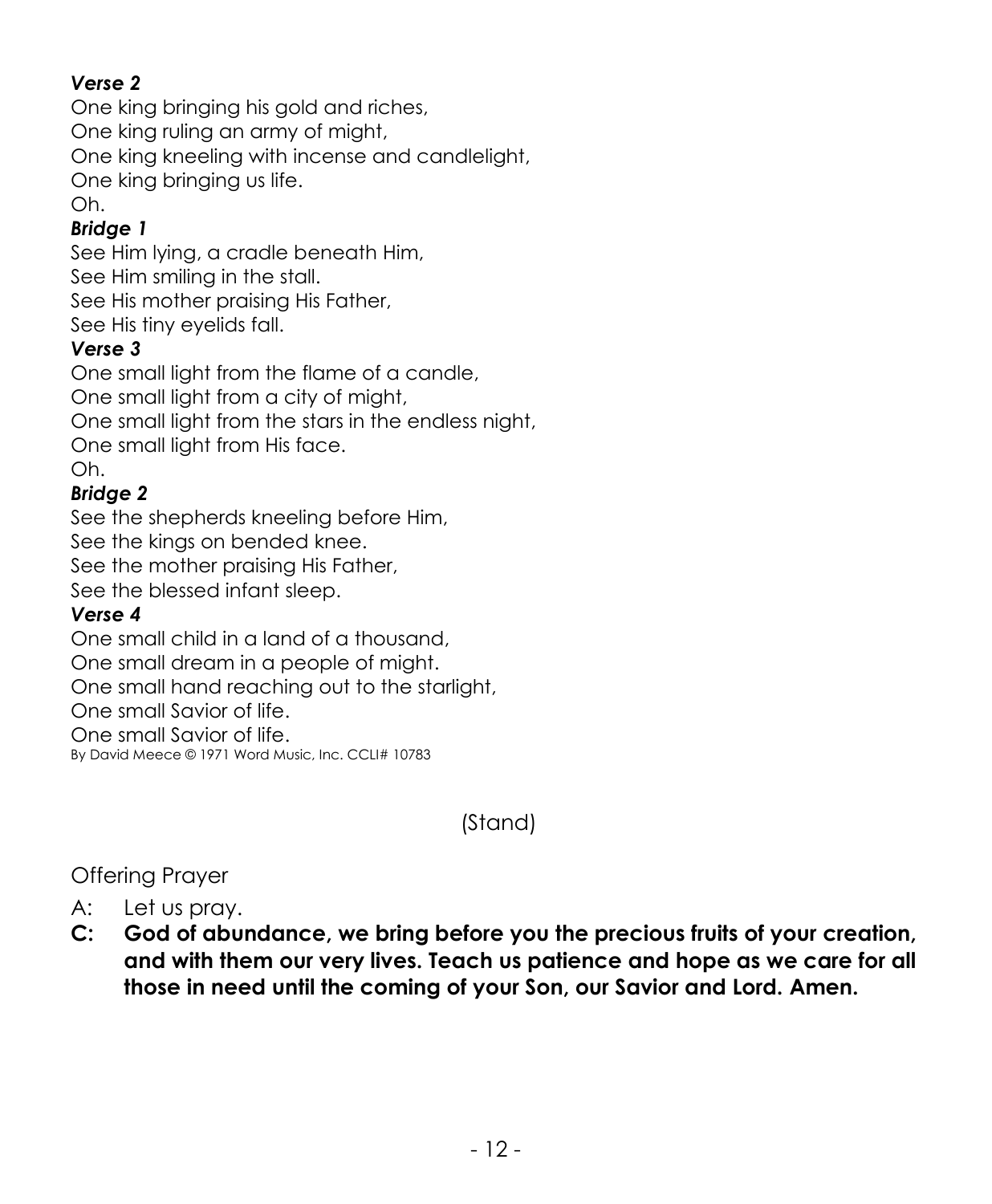***Verse 2***
One king bringing his gold and riches,
One king ruling an army of might,
One king kneeling with incense and candlelight,
One king bringing us life.
Oh.

***Bridge 1***
See Him lying, a cradle beneath Him,
See Him smiling in the stall.
See His mother praising His Father,
See His tiny eyelids fall.

***Verse 3***
One small light from the flame of a candle,
One small light from a city of might,
One small light from the stars in the endless night,
One small light from His face.
Oh.

***Bridge 2***
See the shepherds kneeling before Him,
See the kings on bended knee.
See the mother praising His Father,
See the blessed infant sleep.

***Verse 4***
One small child in a land of a thousand,
One small dream in a people of might.
One small hand reaching out to the starlight,
One small Savior of life.
One small Savior of life.

By David Meece © 1971 Word Music, Inc. CCLI# 10783

(Stand)

Offering Prayer

A: Let us pray.

**C: God of abundance, we bring before you the precious fruits of your creation, and with them our very lives. Teach us patience and hope as we care for all those in need until the coming of your Son, our Savior and Lord. Amen.**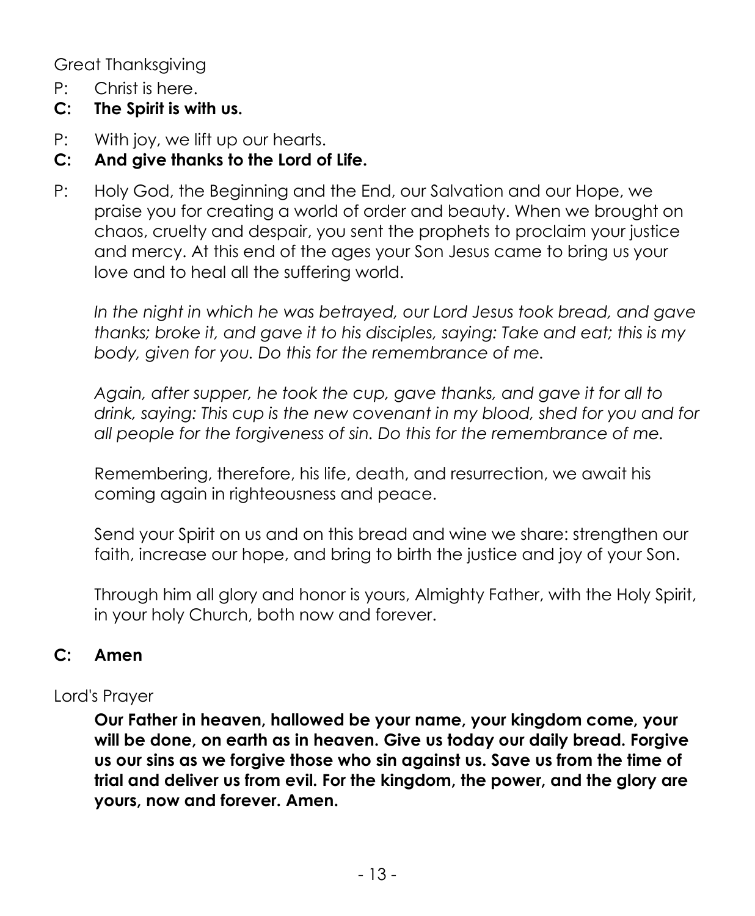Great Thanksgiving

P: Christ is here.

**C: The Spirit is with us.**

P: With joy, we lift up our hearts.

**C: And give thanks to the Lord of Life.**

P: Holy God, the Beginning and the End, our Salvation and our Hope, we praise you for creating a world of order and beauty. When we brought on chaos, cruelty and despair, you sent the prophets to proclaim your justice and mercy. At this end of the ages your Son Jesus came to bring us your love and to heal all the suffering world.

*In the night in which he was betrayed, our Lord Jesus took bread, and gave thanks; broke it, and gave it to his disciples, saying: Take and eat; this is my body, given for you. Do this for the remembrance of me.*

*Again, after supper, he took the cup, gave thanks, and gave it for all to drink, saying: This cup is the new covenant in my blood, shed for you and for all people for the forgiveness of sin. Do this for the remembrance of me.*

Remembering, therefore, his life, death, and resurrection, we await his coming again in righteousness and peace.

Send your Spirit on us and on this bread and wine we share: strengthen our faith, increase our hope, and bring to birth the justice and joy of your Son.

Through him all glory and honor is yours, Almighty Father, with the Holy Spirit, in your holy Church, both now and forever.

**C: Amen**

Lord's Prayer

**Our Father in heaven, hallowed be your name, your kingdom come, your will be done, on earth as in heaven. Give us today our daily bread. Forgive us our sins as we forgive those who sin against us. Save us from the time of trial and deliver us from evil. For the kingdom, the power, and the glory are yours, now and forever. Amen.**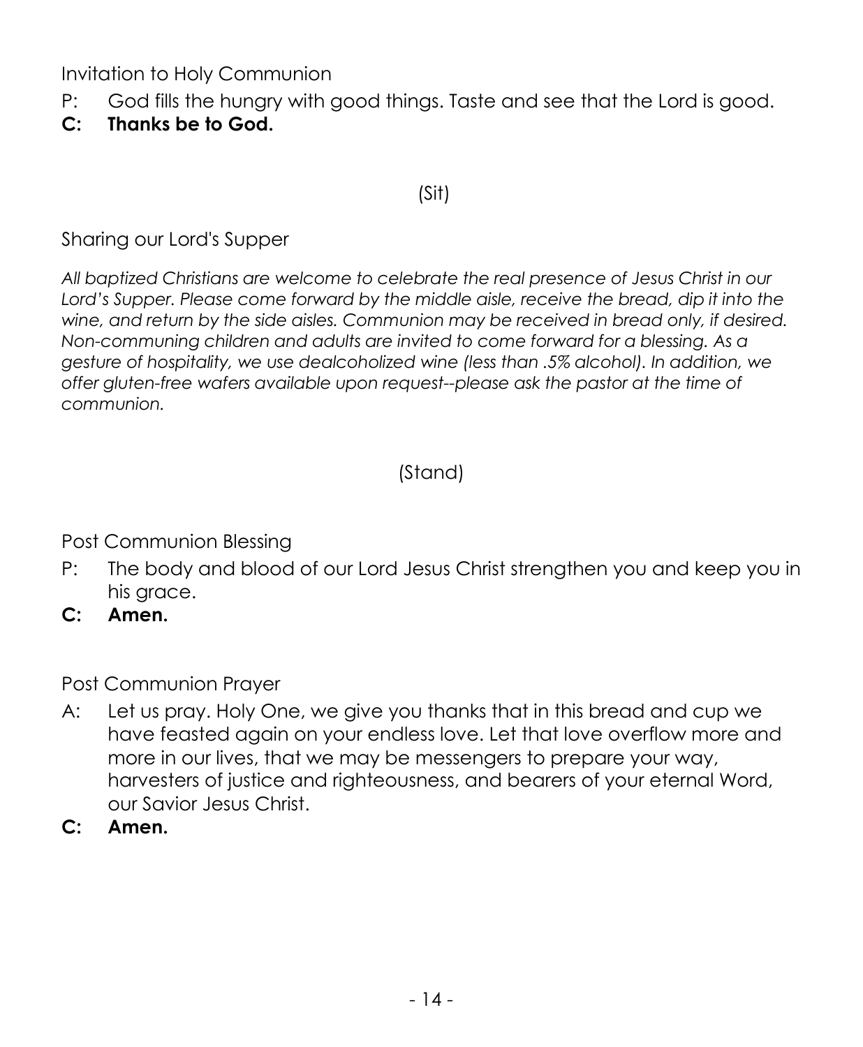Invitation to Holy Communion

P: God fills the hungry with good things. Taste and see that the Lord is good.

**C: Thanks be to God.**

(Sit)

Sharing our Lord's Supper

*All baptized Christians are welcome to celebrate the real presence of Jesus Christ in our Lord's Supper. Please come forward by the middle aisle, receive the bread, dip it into the wine, and return by the side aisles. Communion may be received in bread only, if desired. Non-communing children and adults are invited to come forward for a blessing. As a gesture of hospitality, we use dealcoholized wine (less than .5% alcohol). In addition, we offer gluten-free wafers available upon request--please ask the pastor at the time of communion.*

(Stand)

Post Communion Blessing

P: The body and blood of our Lord Jesus Christ strengthen you and keep you in his grace.

**C: Amen.**

Post Communion Prayer

A: Let us pray. Holy One, we give you thanks that in this bread and cup we have feasted again on your endless love. Let that love overflow more and more in our lives, that we may be messengers to prepare your way, harvesters of justice and righteousness, and bearers of your eternal Word, our Savior Jesus Christ.

**C: Amen.**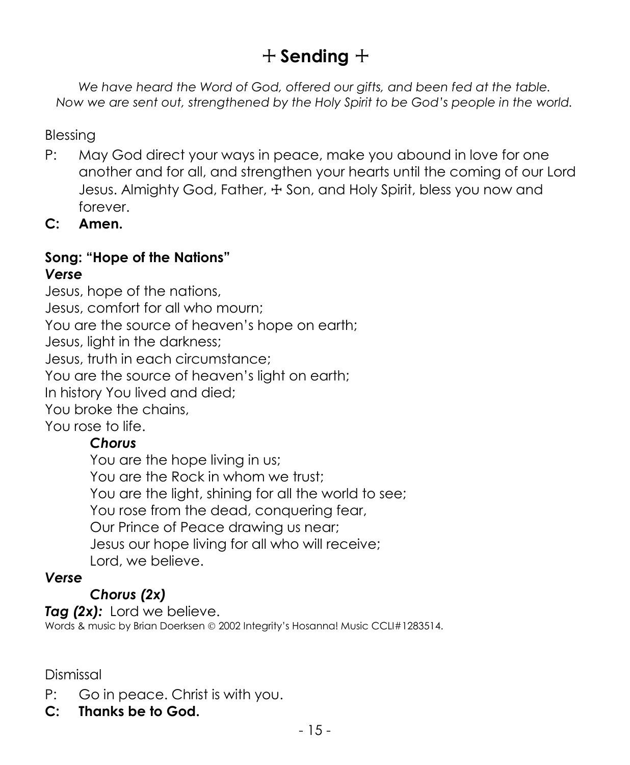# ☩ Sending ☩

*We have heard the Word of God, offered our gifts, and been fed at the table. Now we are sent out, strengthened by the Holy Spirit to be God's people in the world.*

Blessing

P: May God direct your ways in peace, make you abound in love for one another and for all, and strengthen your hearts until the coming of our Lord Jesus. Almighty God, Father, ☩ Son, and Holy Spirit, bless you now and forever.

**C: Amen.**

**Song: "Hope of the Nations"**

***Verse***

Jesus, hope of the nations,
Jesus, comfort for all who mourn;
You are the source of heaven's hope on earth;
Jesus, light in the darkness;
Jesus, truth in each circumstance;
You are the source of heaven's light on earth;
In history You lived and died;
You broke the chains,
You rose to life.

> ***Chorus***
>
> You are the hope living in us;
> You are the Rock in whom we trust;
> You are the light, shining for all the world to see;
> You rose from the dead, conquering fear,
> Our Prince of Peace drawing us near;
> Jesus our hope living for all who will receive;
> Lord, we believe.

***Verse***

> ***Chorus (2x)***

***Tag (2x):*** Lord we believe.

Words & music by Brian Doerksen © 2002 Integrity's Hosanna! Music CCLI#1283514.

Dismissal

P: Go in peace. Christ is with you.

**C: Thanks be to God.**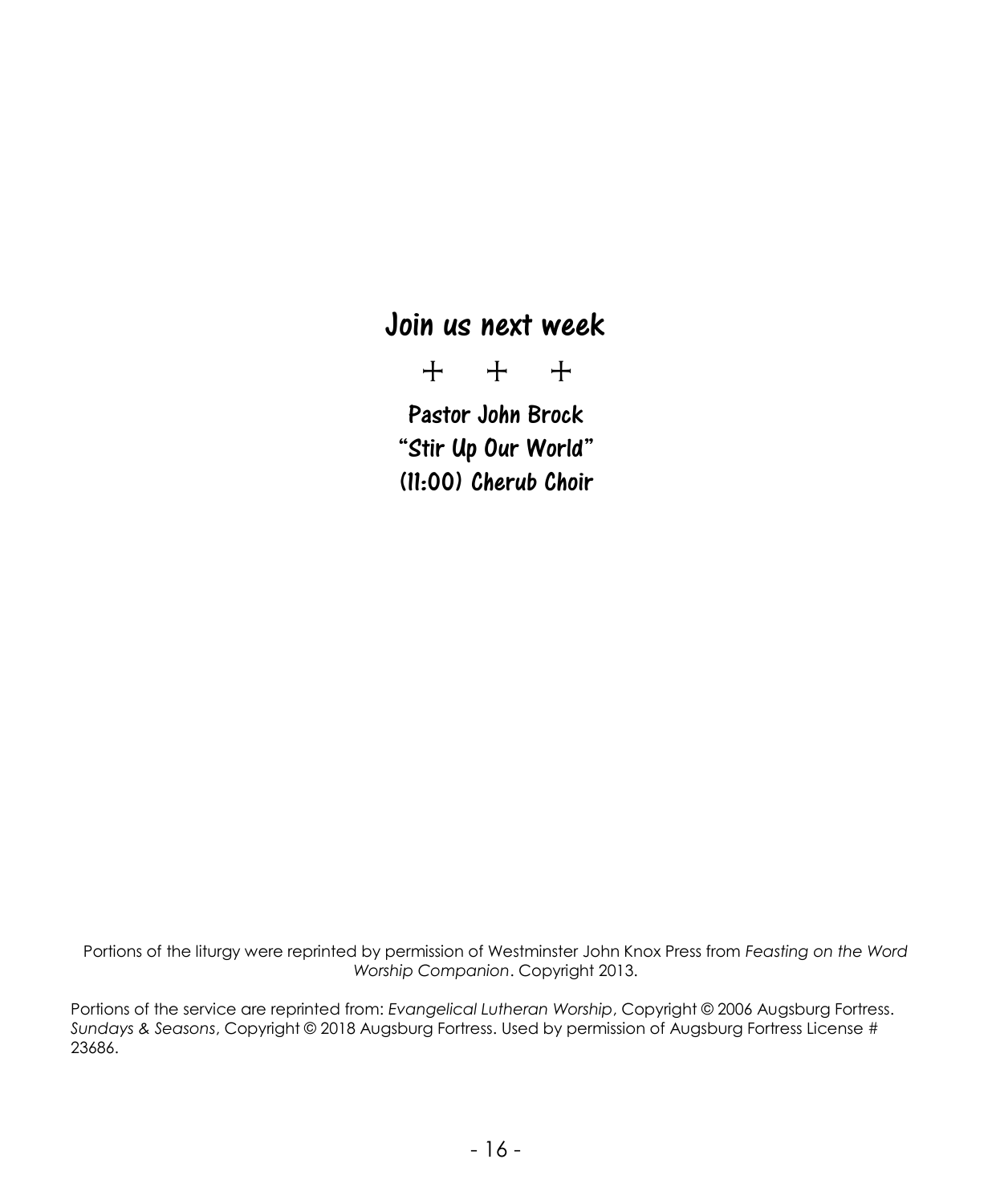## Join us next week

+ + +

**Pastor John Brock**
**"Stir Up Our World"**
**(11:00) Cherub Choir**

Portions of the liturgy were reprinted by permission of Westminster John Knox Press from *Feasting on the Word Worship Companion*. Copyright 2013.

Portions of the service are reprinted from: *Evangelical Lutheran Worship*, Copyright © 2006 Augsburg Fortress. *Sundays & Seasons*, Copyright © 2018 Augsburg Fortress. Used by permission of Augsburg Fortress License # 23686.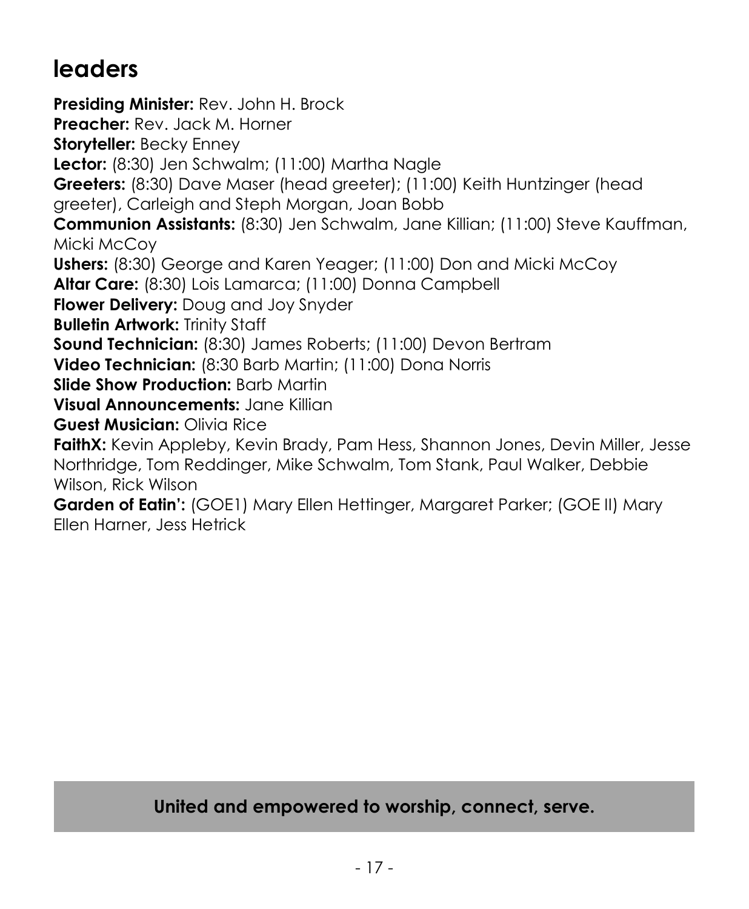## leaders

**Presiding Minister:** Rev. John H. Brock  
**Preacher:** Rev. Jack M. Horner  
**Storyteller:** Becky Enney  
**Lector:** (8:30) Jen Schwalm; (11:00) Martha Nagle  
**Greeters:** (8:30) Dave Maser (head greeter); (11:00) Keith Huntzinger (head greeter), Carleigh and Steph Morgan, Joan Bobb  
**Communion Assistants:** (8:30) Jen Schwalm, Jane Killian; (11:00) Steve Kauffman, Micki McCoy  
**Ushers:** (8:30) George and Karen Yeager; (11:00) Don and Micki McCoy  
**Altar Care:** (8:30) Lois Lamarca; (11:00) Donna Campbell  
**Flower Delivery:** Doug and Joy Snyder  
**Bulletin Artwork:** Trinity Staff  
**Sound Technician:** (8:30) James Roberts; (11:00) Devon Bertram  
**Video Technician:** (8:30 Barb Martin; (11:00) Dona Norris  
**Slide Show Production:** Barb Martin  
**Visual Announcements:** Jane Killian  
**Guest Musician:** Olivia Rice  
**FaithX:** Kevin Appleby, Kevin Brady, Pam Hess, Shannon Jones, Devin Miller, Jesse Northridge, Tom Reddinger, Mike Schwalm, Tom Stank, Paul Walker, Debbie Wilson, Rick Wilson  
**Garden of Eatin':** (GOE1) Mary Ellen Hettinger, Margaret Parker; (GOE II) Mary Ellen Harner, Jess Hetrick

**United and empowered to worship, connect, serve.**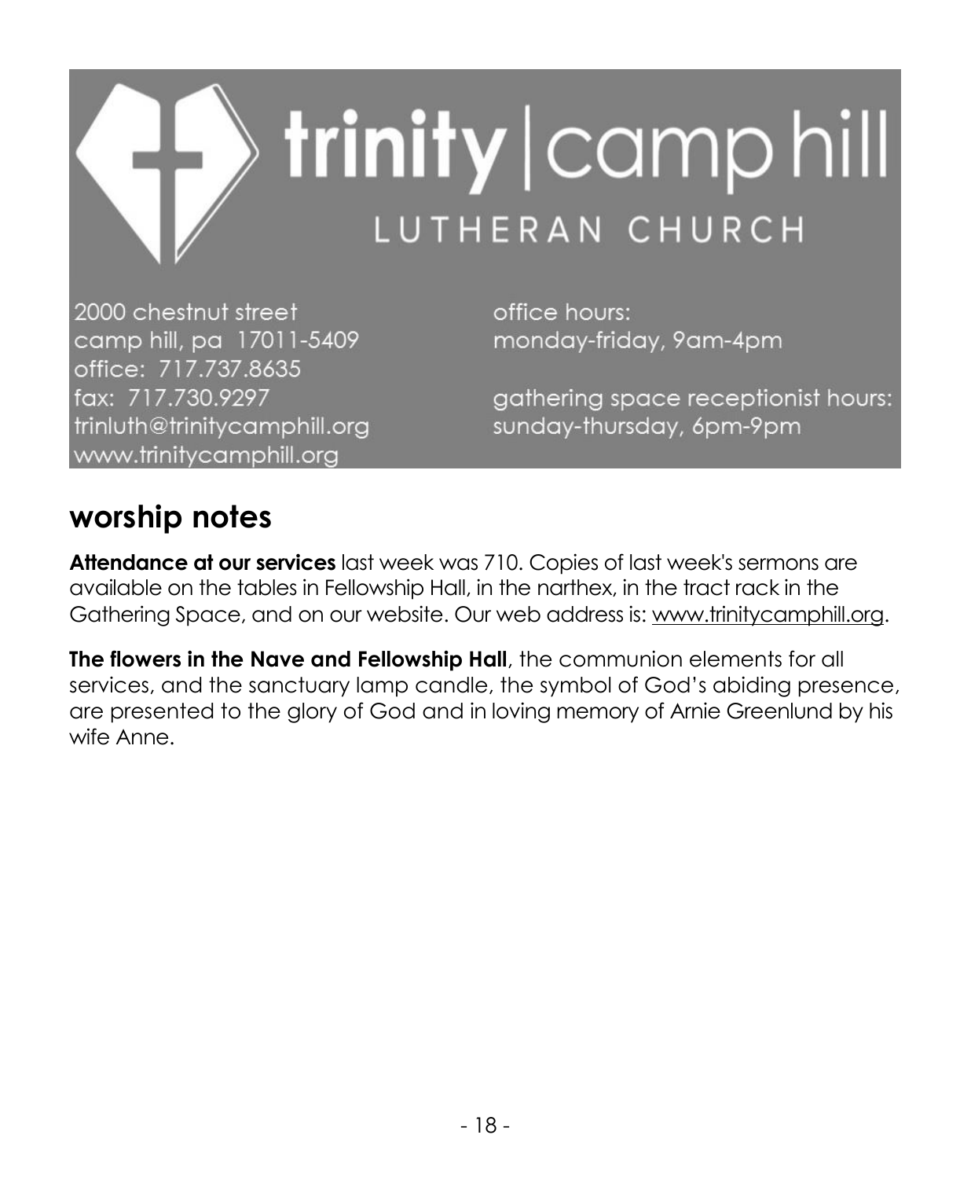# trinity | camp hill
## LUTHERAN CHURCH

2000 chestnut street
camp hill, pa 17011-5409
office: 717.737.8635
fax: 717.730.9297
trinluth@trinitycamphill.org
www.trinitycamphill.org

office hours:
monday-friday, 9am-4pm

gathering space receptionist hours:
sunday-thursday, 6pm-9pm

## worship notes

**Attendance at our services** last week was 710. Copies of last week's sermons are available on the tables in Fellowship Hall, in the narthex, in the tract rack in the Gathering Space, and on our website. Our web address is: www.trinitycamphill.org.

**The flowers in the Nave and Fellowship Hall**, the communion elements for all services, and the sanctuary lamp candle, the symbol of God's abiding presence, are presented to the glory of God and in loving memory of Arnie Greenlund by his wife Anne.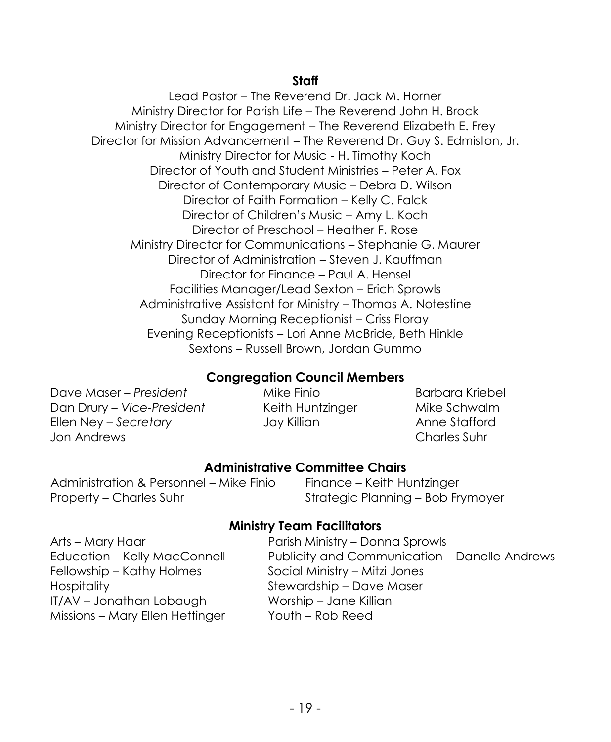## Staff

Lead Pastor – The Reverend Dr. Jack M. Horner
Ministry Director for Parish Life – The Reverend John H. Brock
Ministry Director for Engagement – The Reverend Elizabeth E. Frey
Director for Mission Advancement – The Reverend Dr. Guy S. Edmiston, Jr.
Ministry Director for Music - H. Timothy Koch
Director of Youth and Student Ministries – Peter A. Fox
Director of Contemporary Music – Debra D. Wilson
Director of Faith Formation – Kelly C. Falck
Director of Children's Music – Amy L. Koch
Director of Preschool – Heather F. Rose
Ministry Director for Communications – Stephanie G. Maurer
Director of Administration – Steven J. Kauffman
Director for Finance – Paul A. Hensel
Facilities Manager/Lead Sexton – Erich Sprowls
Administrative Assistant for Ministry – Thomas A. Notestine
Sunday Morning Receptionist – Criss Floray
Evening Receptionists – Lori Anne McBride, Beth Hinkle
Sextons – Russell Brown, Jordan Gummo

## Congregation Council Members

Dave Maser – *President*
Dan Drury – *Vice-President*
Ellen Ney – *Secretary*
Jon Andrews
Mike Finio
Keith Huntzinger
Jay Killian
Barbara Kriebel
Mike Schwalm
Anne Stafford
Charles Suhr

## Administrative Committee Chairs

Administration & Personnel – Mike Finio
Property – Charles Suhr
Finance – Keith Huntzinger
Strategic Planning – Bob Frymoyer

## Ministry Team Facilitators

Arts – Mary Haar
Education – Kelly MacConnell
Fellowship – Kathy Holmes
Hospitality
IT/AV – Jonathan Lobaugh
Missions – Mary Ellen Hettinger
Parish Ministry – Donna Sprowls
Publicity and Communication – Danelle Andrews
Social Ministry – Mitzi Jones
Stewardship – Dave Maser
Worship – Jane Killian
Youth – Rob Reed